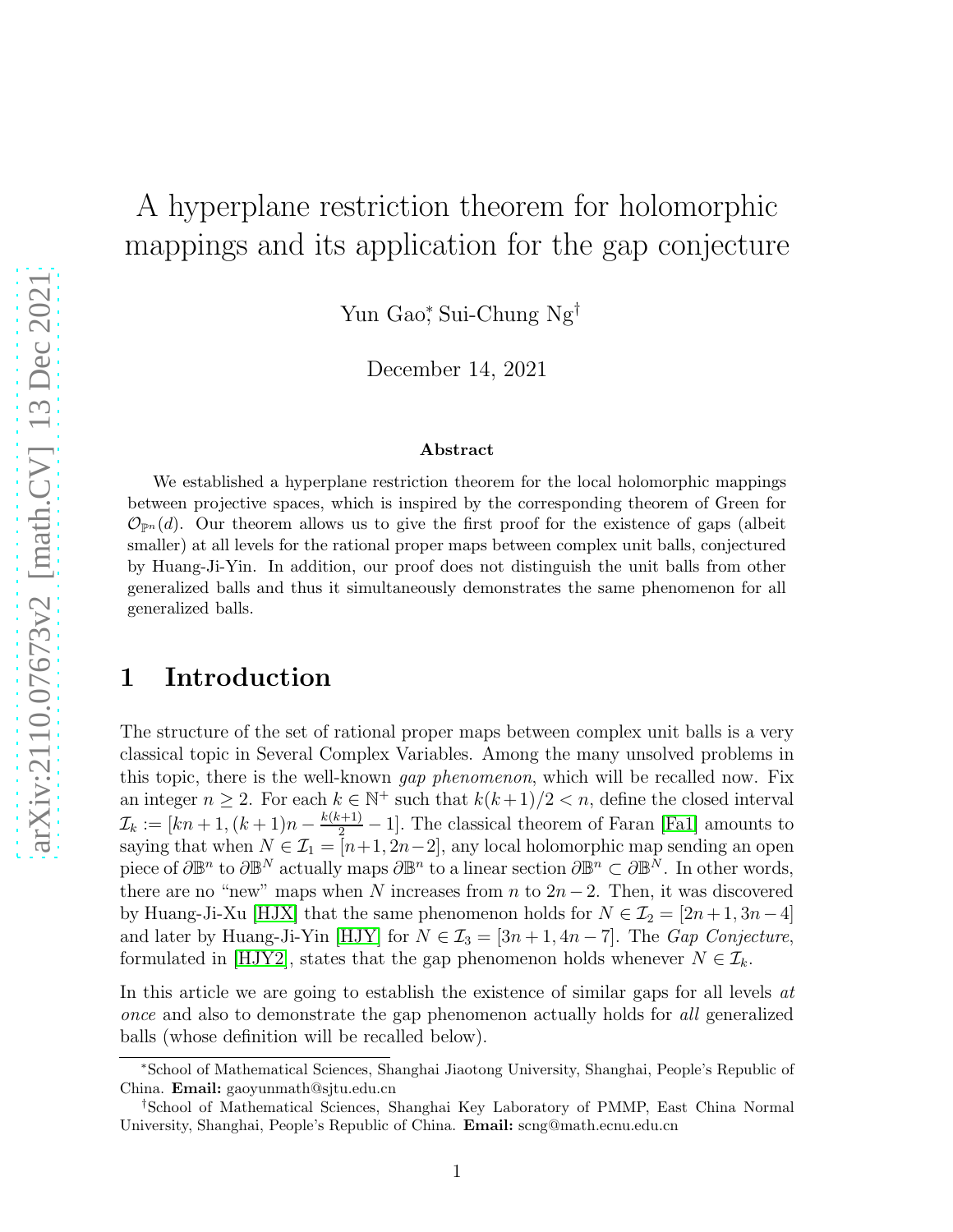# A hyperplane restriction theorem for holomorphic mappings and its application for the gap conjecture

Yun Gao[*], Sui-Chung Ng[†]

December 14, 2021

### Abstract

We established a hyperplane restriction theorem for the local holomorphic mappings between projective spaces, which is inspired by the corresponding theorem of Green for $\mathcal{O}_{\mathbb{P}^n}(d)$. Our theorem allows us to give the first proof for the existence of gaps (albeit smaller) at all levels for the rational proper maps between complex unit balls, conjectured by Huang-Ji-Yin. In addition, our proof does not distinguish the unit balls from other generalized balls and thus it simultaneously demonstrates the same phenomenon for all generalized balls.

## 1 Introduction

The structure of the set of rational proper maps between complex unit balls is a very classical topic in Several Complex Variables. Among the many unsolved problems in this topic, there is the well-known *gap phenomenon*, which will be recalled now. Fix an integer $n \geq 2$. For each $k \in \mathbb{N}^+$ such that $k(k+1)/2 < n$, define the closed interval $\mathcal{I}_k := [kn+1, (k+1)n - \frac{k(k+1)}{2} - 1]$. The classical theorem of Faran [Fa1] amounts to saying that when $N \in \mathcal{I}_1 = [n+1, 2n-2]$, any local holomorphic map sending an open piece of $\partial\mathbb{B}^n$ to $\partial\mathbb{B}^N$ actually maps $\partial\mathbb{B}^n$ to a linear section $\partial\mathbb{B}^n \subset \partial\mathbb{B}^N$. In other words, there are no "new" maps when $N$ increases from $n$ to $2n-2$. Then, it was discovered by Huang-Ji-Xu [HJX] that the same phenomenon holds for $N \in \mathcal{I}_2 = [2n+1, 3n-4]$ and later by Huang-Ji-Yin [HJY] for $N \in \mathcal{I}_3 = [3n+1, 4n-7]$. The *Gap Conjecture*, formulated in [HJY2], states that the gap phenomenon holds whenever $N \in \mathcal{I}_k$.

In this article we are going to establish the existence of similar gaps for all levels *at once* and also to demonstrate the gap phenomenon actually holds for *all* generalized balls (whose definition will be recalled below).

[*]School of Mathematical Sciences, Shanghai Jiaotong University, Shanghai, People's Republic of China. **Email:** gaoyunmath@sjtu.edu.cn

[†]School of Mathematical Sciences, Shanghai Key Laboratory of PMMP, East China Normal University, Shanghai, People's Republic of China. **Email:** scng@math.ecnu.edu.cn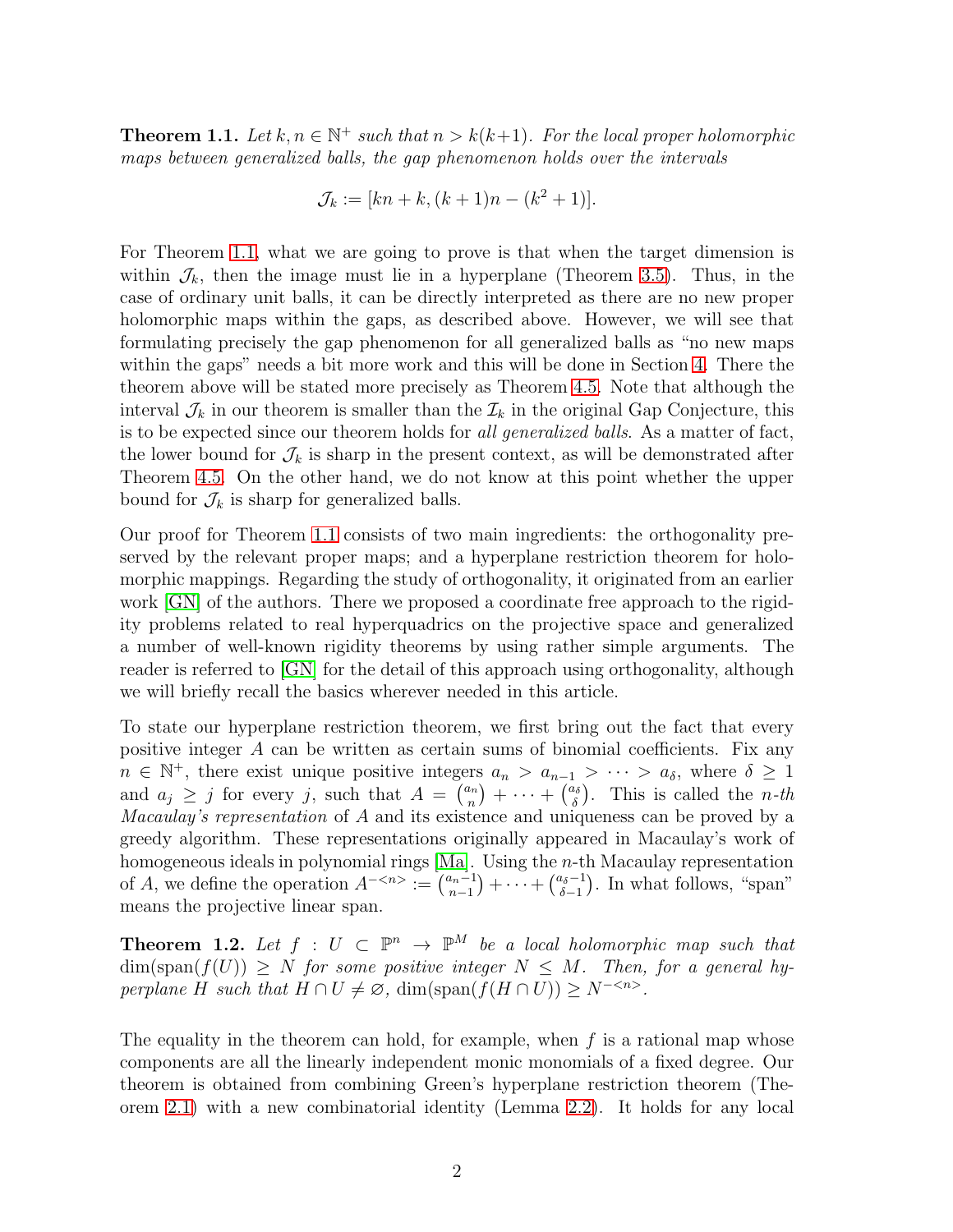**Theorem 1.1.** *Let $k, n \in \mathbb{N}^+$ such that $n > k(k+1)$. For the local proper holomorphic maps between generalized balls, the gap phenomenon holds over the intervals*

$$\mathcal{J}_k := [kn + k, (k+1)n - (k^2 + 1)].$$

For Theorem 1.1, what we are going to prove is that when the target dimension is within $\mathcal{J}_k$, then the image must lie in a hyperplane (Theorem 3.5). Thus, in the case of ordinary unit balls, it can be directly interpreted as there are no new proper holomorphic maps within the gaps, as described above. However, we will see that formulating precisely the gap phenomenon for all generalized balls as "no new maps within the gaps" needs a bit more work and this will be done in Section 4. There the theorem above will be stated more precisely as Theorem 4.5. Note that although the interval $\mathcal{J}_k$ in our theorem is smaller than the $\mathcal{I}_k$ in the original Gap Conjecture, this is to be expected since our theorem holds for *all generalized balls*. As a matter of fact, the lower bound for $\mathcal{J}_k$ is sharp in the present context, as will be demonstrated after Theorem 4.5. On the other hand, we do not know at this point whether the upper bound for $\mathcal{J}_k$ is sharp for generalized balls.

Our proof for Theorem 1.1 consists of two main ingredients: the orthogonality preserved by the relevant proper maps; and a hyperplane restriction theorem for holomorphic mappings. Regarding the study of orthogonality, it originated from an earlier work [GN] of the authors. There we proposed a coordinate free approach to the rigidity problems related to real hyperquadrics on the projective space and generalized a number of well-known rigidity theorems by using rather simple arguments. The reader is referred to [GN] for the detail of this approach using orthogonality, although we will briefly recall the basics wherever needed in this article.

To state our hyperplane restriction theorem, we first bring out the fact that every positive integer $A$ can be written as certain sums of binomial coefficients. Fix any $n \in \mathbb{N}^+$, there exist unique positive integers $a_n > a_{n-1} > \cdots > a_\delta$, where $\delta \geq 1$ and $a_j \geq j$ for every $j$, such that $A = \binom{a_n}{n} + \cdots + \binom{a_\delta}{\delta}$. This is called the *n-th Macaulay's representation* of $A$ and its existence and uniqueness can be proved by a greedy algorithm. These representations originally appeared in Macaulay's work of homogeneous ideals in polynomial rings [Ma]. Using the $n$-th Macaulay representation of $A$, we define the operation $A^{-<n>} := \binom{a_n - 1}{n-1} + \cdots + \binom{a_\delta - 1}{\delta - 1}$. In what follows, "span" means the projective linear span.

**Theorem 1.2.** *Let $f : U \subset \mathbb{P}^n \to \mathbb{P}^M$ be a local holomorphic map such that $\dim(\mathrm{span}(f(U)) \geq N$ for some positive integer $N \leq M$. Then, for a general hyperplane $H$ such that $H \cap U \neq \varnothing$, $\dim(\mathrm{span}(f(H \cap U)) \geq N^{-<n>}$.*

The equality in the theorem can hold, for example, when $f$ is a rational map whose components are all the linearly independent monic monomials of a fixed degree. Our theorem is obtained from combining Green's hyperplane restriction theorem (Theorem 2.1) with a new combinatorial identity (Lemma 2.2). It holds for any local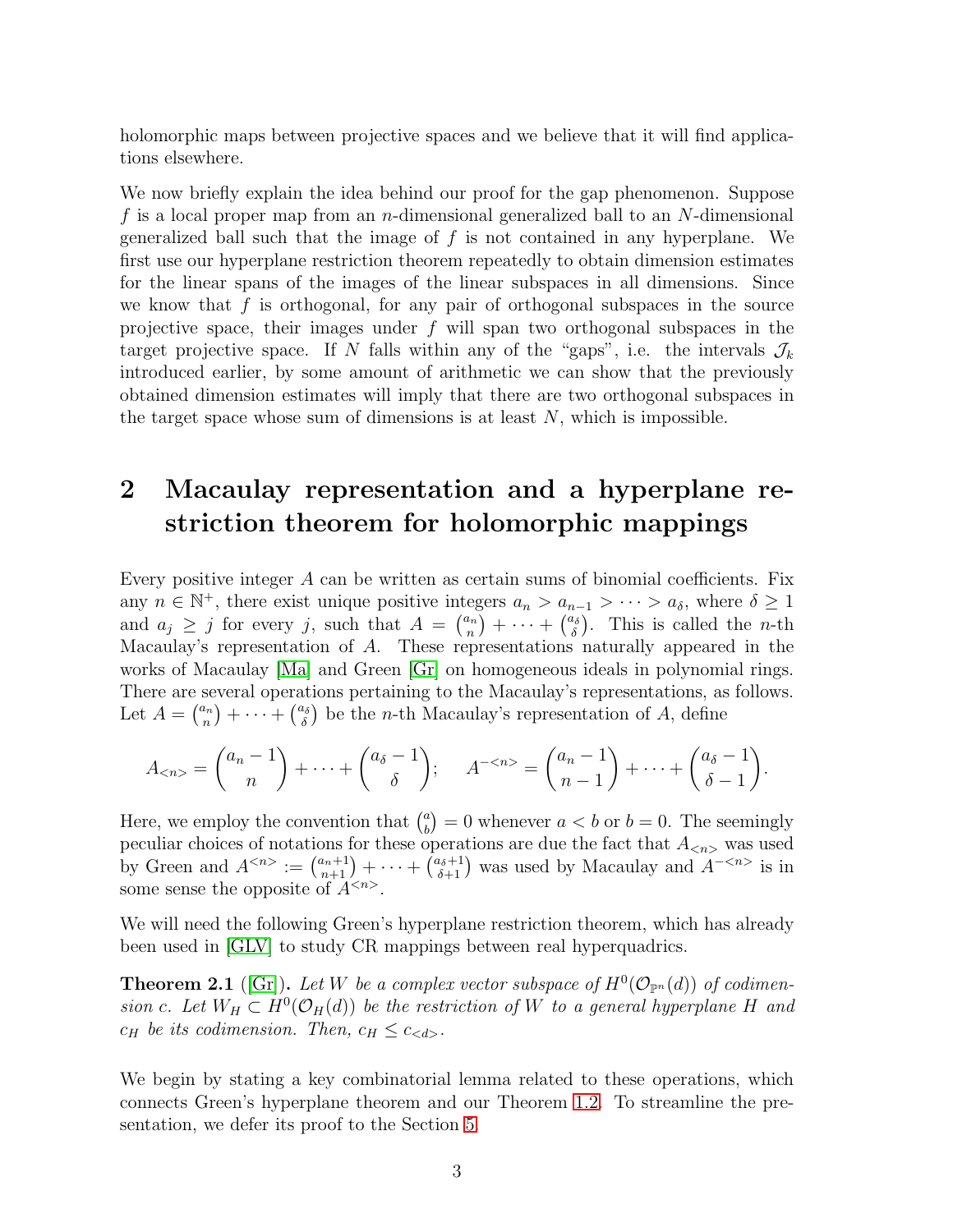holomorphic maps between projective spaces and we believe that it will find applications elsewhere.

We now briefly explain the idea behind our proof for the gap phenomenon. Suppose $f$ is a local proper map from an $n$-dimensional generalized ball to an $N$-dimensional generalized ball such that the image of $f$ is not contained in any hyperplane. We first use our hyperplane restriction theorem repeatedly to obtain dimension estimates for the linear spans of the images of the linear subspaces in all dimensions. Since we know that $f$ is orthogonal, for any pair of orthogonal subspaces in the source projective space, their images under $f$ will span two orthogonal subspaces in the target projective space. If $N$ falls within any of the "gaps", i.e. the intervals $\mathcal{J}_k$ introduced earlier, by some amount of arithmetic we can show that the previously obtained dimension estimates will imply that there are two orthogonal subspaces in the target space whose sum of dimensions is at least $N$, which is impossible.

## 2 Macaulay representation and a hyperplane restriction theorem for holomorphic mappings

Every positive integer $A$ can be written as certain sums of binomial coefficients. Fix any $n \in \mathbb{N}^+$, there exist unique positive integers $a_n > a_{n-1} > \cdots > a_\delta$, where $\delta \geq 1$ and $a_j \geq j$ for every $j$, such that $A = \binom{a_n}{n} + \cdots + \binom{a_\delta}{\delta}$. This is called the $n$-th Macaulay's representation of $A$. These representations naturally appeared in the works of Macaulay [Ma] and Green [Gr] on homogeneous ideals in polynomial rings. There are several operations pertaining to the Macaulay's representations, as follows. Let $A = \binom{a_n}{n} + \cdots + \binom{a_\delta}{\delta}$ be the $n$-th Macaulay's representation of $A$, define

$$A_{<n>} = \binom{a_n - 1}{n} + \cdots + \binom{a_\delta - 1}{\delta}; \quad A^{-<n>} = \binom{a_n - 1}{n-1} + \cdots + \binom{a_\delta - 1}{\delta - 1}.$$

Here, we employ the convention that $\binom{a}{b} = 0$ whenever $a < b$ or $b = 0$. The seemingly peculiar choices of notations for these operations are due the fact that $A_{<n>}$ was used by Green and $A^{<n>} := \binom{a_n+1}{n+1} + \cdots + \binom{a_\delta+1}{\delta+1}$ was used by Macaulay and $A^{-<n>}$ is in some sense the opposite of $A^{<n>}$.

We will need the following Green's hyperplane restriction theorem, which has already been used in [GLV] to study CR mappings between real hyperquadrics.

**Theorem 2.1** ([Gr]). *Let $W$ be a complex vector subspace of $H^0(\mathcal{O}_{\mathbb{P}^n}(d))$ of codimension $c$. Let $W_H \subset H^0(\mathcal{O}_H(d))$ be the restriction of $W$ to a general hyperplane $H$ and $c_H$ be its codimension. Then, $c_H \leq c_{<d>}$.*

We begin by stating a key combinatorial lemma related to these operations, which connects Green's hyperplane theorem and our Theorem 1.2. To streamline the presentation, we defer its proof to the Section 5.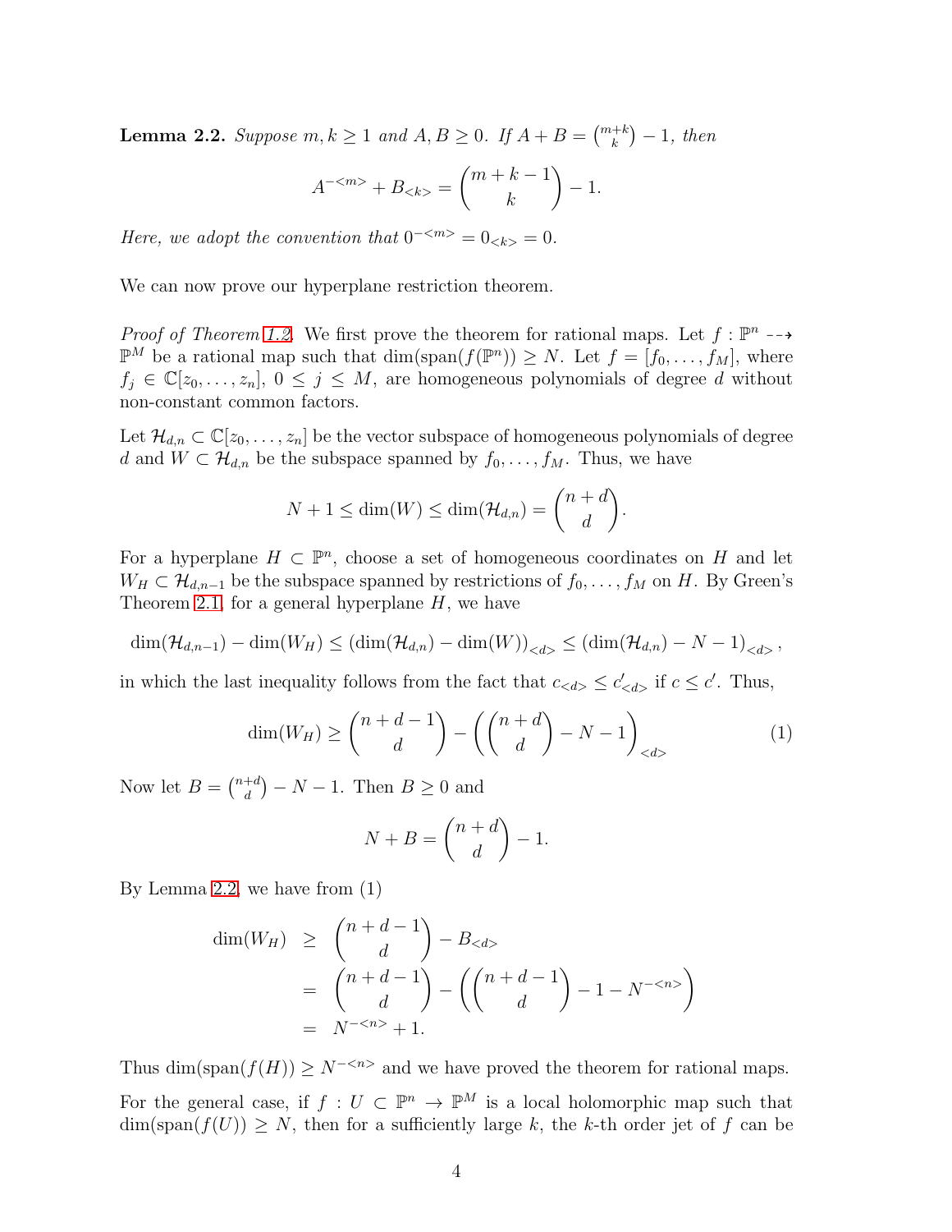**Lemma 2.2.** *Suppose $m, k \geq 1$ and $A, B \geq 0$. If $A + B = \binom{m+k}{k} - 1$, then*

$$A^{-<m>} + B_{<k>} = \binom{m+k-1}{k} - 1.$$

*Here, we adopt the convention that $0^{-<m>} = 0_{<k>} = 0$.*

We can now prove our hyperplane restriction theorem.

*Proof of Theorem 1.2.* We first prove the theorem for rational maps. Let $f : \mathbb{P}^n \dashrightarrow \mathbb{P}^M$ be a rational map such that $\dim(\text{span}(f(\mathbb{P}^n)) \geq N$. Let $f = [f_0, \ldots, f_M]$, where $f_j \in \mathbb{C}[z_0, \ldots, z_n]$, $0 \leq j \leq M$, are homogeneous polynomials of degree $d$ without non-constant common factors.

Let $\mathcal{H}_{d,n} \subset \mathbb{C}[z_0, \ldots, z_n]$ be the vector subspace of homogeneous polynomials of degree $d$ and $W \subset \mathcal{H}_{d,n}$ be the subspace spanned by $f_0, \ldots, f_M$. Thus, we have

$$N + 1 \leq \dim(W) \leq \dim(\mathcal{H}_{d,n}) = \binom{n+d}{d}.$$

For a hyperplane $H \subset \mathbb{P}^n$, choose a set of homogeneous coordinates on $H$ and let $W_H \subset \mathcal{H}_{d,n-1}$ be the subspace spanned by restrictions of $f_0, \ldots, f_M$ on $H$. By Green's Theorem 2.1, for a general hyperplane $H$, we have

$$\dim(\mathcal{H}_{d,n-1}) - \dim(W_H) \leq (\dim(\mathcal{H}_{d,n}) - \dim(W))_{<d>} \leq (\dim(\mathcal{H}_{d,n}) - N - 1)_{<d>},$$

in which the last inequality follows from the fact that $c_{<d>} \leq c'_{<d>}$ if $c \leq c'$. Thus,

$$\dim(W_H) \geq \binom{n+d-1}{d} - \left(\binom{n+d}{d} - N - 1\right)_{<d>} \tag{1}$$

Now let $B = \binom{n+d}{d} - N - 1$. Then $B \geq 0$ and

$$N + B = \binom{n+d}{d} - 1.$$

By Lemma 2.2, we have from (1)

$$\begin{aligned}
\dim(W_H) &\geq \binom{n+d-1}{d} - B_{<d>} \\
&= \binom{n+d-1}{d} - \left(\binom{n+d-1}{d} - 1 - N^{-<n>}\right) \\
&= N^{-<n>} + 1.
\end{aligned}$$

Thus $\dim(\text{span}(f(H)) \geq N^{-<n>}$ and we have proved the theorem for rational maps.

For the general case, if $f : U \subset \mathbb{P}^n \to \mathbb{P}^M$ is a local holomorphic map such that $\dim(\text{span}(f(U)) \geq N$, then for a sufficiently large $k$, the $k$-th order jet of $f$ can be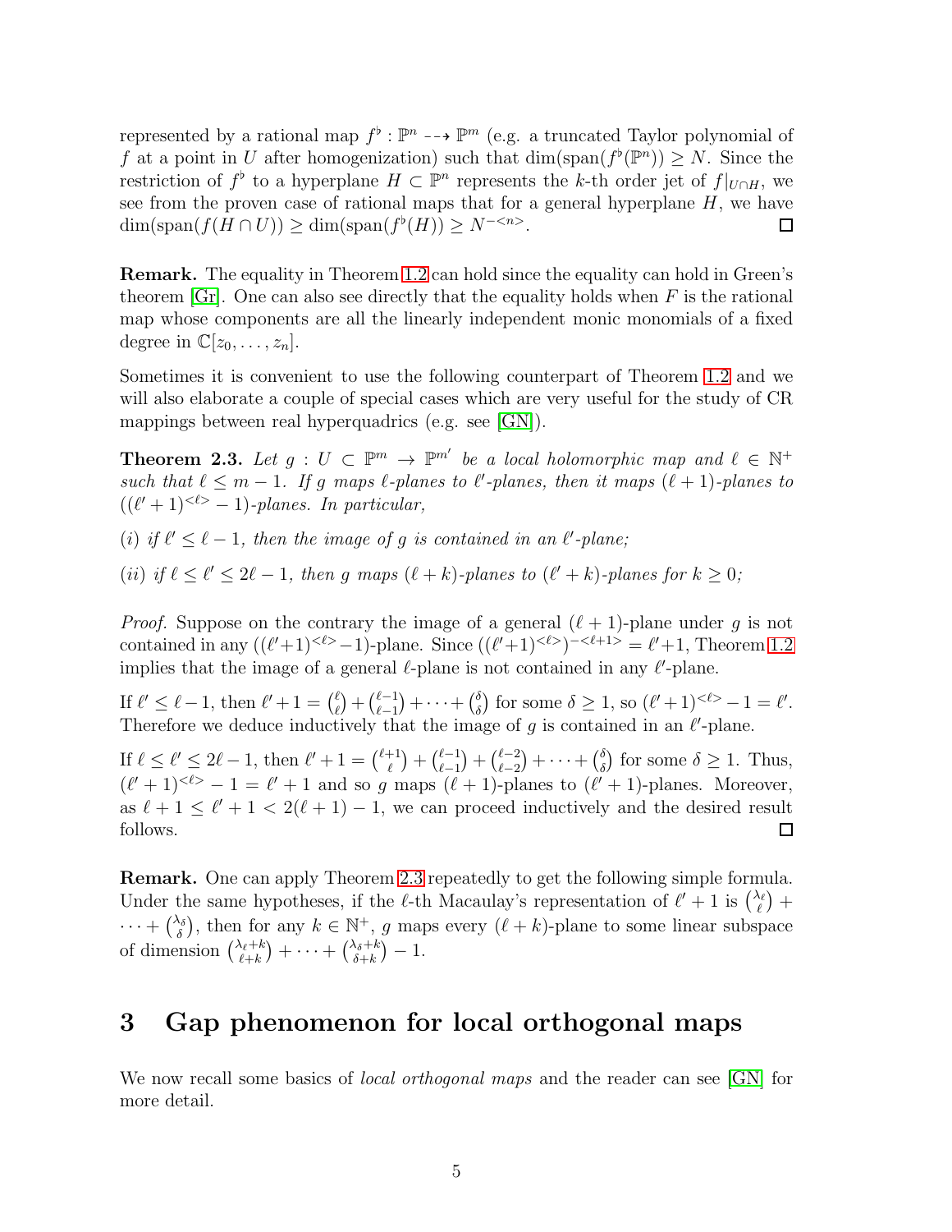represented by a rational map $f^\flat : \mathbb{P}^n \dashrightarrow \mathbb{P}^m$ (e.g. a truncated Taylor polynomial of $f$ at a point in $U$ after homogenization) such that $\dim(\mathrm{span}(f^\flat(\mathbb{P}^n)) \geq N$. Since the restriction of $f^\flat$ to a hyperplane $H \subset \mathbb{P}^n$ represents the $k$-th order jet of $f|_{U\cap H}$, we see from the proven case of rational maps that for a general hyperplane $H$, we have $\dim(\mathrm{span}(f(H \cap U)) \geq \dim(\mathrm{span}(f^\flat(H)) \geq N^{-<n>}$. $\square$

**Remark.** The equality in Theorem 1.2 can hold since the equality can hold in Green's theorem [Gr]. One can also see directly that the equality holds when $F$ is the rational map whose components are all the linearly independent monic monomials of a fixed degree in $\mathbb{C}[z_0, \ldots, z_n]$.

Sometimes it is convenient to use the following counterpart of Theorem 1.2 and we will also elaborate a couple of special cases which are very useful for the study of CR mappings between real hyperquadrics (e.g. see [GN]).

**Theorem 2.3.** *Let $g : U \subset \mathbb{P}^m \to \mathbb{P}^{m'}$ be a local holomorphic map and $\ell \in \mathbb{N}^+$ such that $\ell \leq m-1$. If $g$ maps $\ell$-planes to $\ell'$-planes, then it maps $(\ell+1)$-planes to $((\ell'+1)^{<\ell>}-1)$-planes. In particular,*

*(i) if $\ell' \leq \ell - 1$, then the image of $g$ is contained in an $\ell'$-plane;*

*(ii) if $\ell \leq \ell' \leq 2\ell - 1$, then $g$ maps $(\ell+k)$-planes to $(\ell'+k)$-planes for $k \geq 0$;*

*Proof.* Suppose on the contrary the image of a general $(\ell+1)$-plane under $g$ is not contained in any $((\ell'+1)^{<\ell>}-1)$-plane. Since $((\ell'+1)^{<\ell>})^{-<\ell+1>} = \ell'+1$, Theorem 1.2 implies that the image of a general $\ell$-plane is not contained in any $\ell'$-plane.

If $\ell' \leq \ell-1$, then $\ell'+1 = \binom{\ell}{\ell} + \binom{\ell-1}{\ell-1} + \cdots + \binom{\delta}{\delta}$ for some $\delta \geq 1$, so $(\ell'+1)^{<\ell>} - 1 = \ell'$. Therefore we deduce inductively that the image of $g$ is contained in an $\ell'$-plane.

If $\ell \leq \ell' \leq 2\ell - 1$, then $\ell'+1 = \binom{\ell+1}{\ell} + \binom{\ell-1}{\ell-1} + \binom{\ell-2}{\ell-2} + \cdots + \binom{\delta}{\delta}$ for some $\delta \geq 1$. Thus, $(\ell'+1)^{<\ell>} - 1 = \ell'+1$ and so $g$ maps $(\ell+1)$-planes to $(\ell'+1)$-planes. Moreover, as $\ell+1 \leq \ell'+1 < 2(\ell+1)-1$, we can proceed inductively and the desired result follows. $\square$

**Remark.** One can apply Theorem 2.3 repeatedly to get the following simple formula. Under the same hypotheses, if the $\ell$-th Macaulay's representation of $\ell'+1$ is $\binom{\lambda_\ell}{\ell} + \cdots + \binom{\lambda_\delta}{\delta}$, then for any $k \in \mathbb{N}^+$, $g$ maps every $(\ell+k)$-plane to some linear subspace of dimension $\binom{\lambda_\ell+k}{\ell+k} + \cdots + \binom{\lambda_\delta+k}{\delta+k} - 1$.

## 3 Gap phenomenon for local orthogonal maps

We now recall some basics of *local orthogonal maps* and the reader can see [GN] for more detail.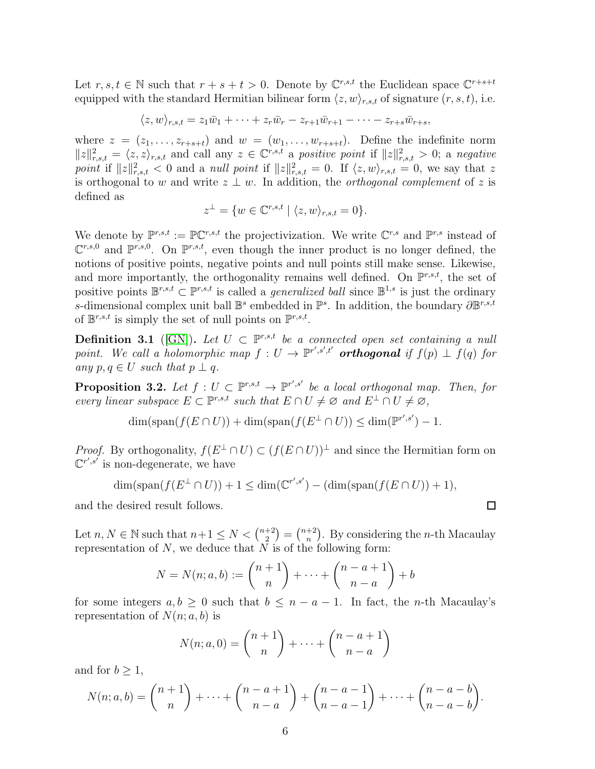Let $r, s, t \in \mathbb{N}$ such that $r + s + t > 0$. Denote by $\mathbb{C}^{r,s,t}$ the Euclidean space $\mathbb{C}^{r+s+t}$ equipped with the standard Hermitian bilinear form $\langle z, w\rangle_{r,s,t}$ of signature $(r, s, t)$, i.e.

$$\langle z, w\rangle_{r,s,t} = z_1\bar{w}_1 + \cdots + z_r\bar{w}_r - z_{r+1}\bar{w}_{r+1} - \cdots - z_{r+s}\bar{w}_{r+s},$$

where $z = (z_1, \ldots, z_{r+s+t})$ and $w = (w_1, \ldots, w_{r+s+t})$. Define the indefinite norm $\|z\|^2_{r,s,t} = \langle z, z\rangle_{r,s,t}$ and call any $z \in \mathbb{C}^{r,s,t}$ a *positive point* if $\|z\|^2_{r,s,t} > 0$; a *negative point* if $\|z\|^2_{r,s,t} < 0$ and a *null point* if $\|z\|^2_{r,s,t} = 0$. If $\langle z, w\rangle_{r,s,t} = 0$, we say that $z$ is orthogonal to $w$ and write $z \perp w$. In addition, the *orthogonal complement* of $z$ is defined as

$$z^\perp = \{w \in \mathbb{C}^{r,s,t} \mid \langle z, w\rangle_{r,s,t} = 0\}.$$

We denote by $\mathbb{P}^{r,s,t} := \mathbb{P}\mathbb{C}^{r,s,t}$ the projectivization. We write $\mathbb{C}^{r,s}$ and $\mathbb{P}^{r,s}$ instead of $\mathbb{C}^{r,s,0}$ and $\mathbb{P}^{r,s,0}$. On $\mathbb{P}^{r,s,t}$, even though the inner product is no longer defined, the notions of positive points, negative points and null points still make sense. Likewise, and more importantly, the orthogonality remains well defined. On $\mathbb{P}^{r,s,t}$, the set of positive points $\mathbb{B}^{r,s,t} \subset \mathbb{P}^{r,s,t}$ is called a *generalized ball* since $\mathbb{B}^{1,s}$ is just the ordinary $s$-dimensional complex unit ball $\mathbb{B}^s$ embedded in $\mathbb{P}^s$. In addition, the boundary $\partial\mathbb{B}^{r,s,t}$ of $\mathbb{B}^{r,s,t}$ is simply the set of null points on $\mathbb{P}^{r,s,t}$.

**Definition 3.1** ([GN]). *Let $U \subset \mathbb{P}^{r,s,t}$ be a connected open set containing a null point. We call a holomorphic map $f : U \to \mathbb{P}^{r',s',t'}$* ***orthogonal*** *if $f(p) \perp f(q)$ for any $p, q \in U$ such that $p \perp q$.*

**Proposition 3.2.** *Let $f : U \subset \mathbb{P}^{r,s,t} \to \mathbb{P}^{r',s'}$ be a local orthogonal map. Then, for every linear subspace $E \subset \mathbb{P}^{r,s,t}$ such that $E \cap U \neq \varnothing$ and $E^\perp \cap U \neq \varnothing$,*

$$\dim(\mathrm{span}(f(E \cap U)) + \dim(\mathrm{span}(f(E^\perp \cap U)) \leq \dim(\mathbb{P}^{r',s'}) - 1.$$

*Proof.* By orthogonality, $f(E^\perp \cap U) \subset (f(E \cap U))^\perp$ and since the Hermitian form on $\mathbb{C}^{r',s'}$ is non-degenerate, we have

$$\dim(\mathrm{span}(f(E^\perp \cap U)) + 1 \leq \dim(\mathbb{C}^{r',s'}) - (\dim(\mathrm{span}(f(E \cap U)) + 1),$$

and the desired result follows. $\square$

Let $n, N \in \mathbb{N}$ such that $n+1 \leq N < \binom{n+2}{2} = \binom{n+2}{n}$. By considering the $n$-th Macaulay representation of $N$, we deduce that $N$ is of the following form:

$$N = N(n; a, b) := \binom{n+1}{n} + \cdots + \binom{n-a+1}{n-a} + b$$

for some integers $a, b \geq 0$ such that $b \leq n - a - 1$. In fact, the $n$-th Macaulay's representation of $N(n; a, b)$ is

$$N(n; a, 0) = \binom{n+1}{n} + \cdots + \binom{n-a+1}{n-a}$$

and for $b \geq 1$,

$$N(n; a, b) = \binom{n+1}{n} + \cdots + \binom{n-a+1}{n-a} + \binom{n-a-1}{n-a-1} + \cdots + \binom{n-a-b}{n-a-b}.$$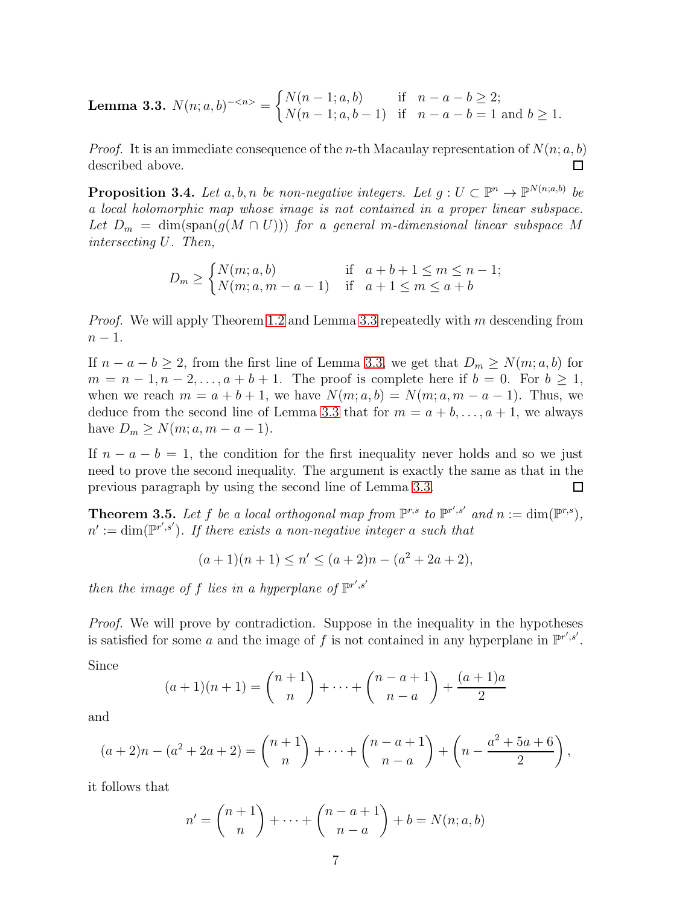**Lemma 3.3.** $N(n;a,b)^{-<n>} = \begin{cases} N(n-1;a,b) & \text{if} \quad n-a-b \geq 2; \\ N(n-1;a,b-1) & \text{if} \quad n-a-b = 1 \text{ and } b \geq 1. \end{cases}$

*Proof.* It is an immediate consequence of the $n$-th Macaulay representation of $N(n;a,b)$ described above. □

**Proposition 3.4.** *Let $a, b, n$ be non-negative integers. Let $g : U \subset \mathbb{P}^n \to \mathbb{P}^{N(n;a,b)}$ be a local holomorphic map whose image is not contained in a proper linear subspace. Let $D_m = \dim(\text{span}(g(M \cap U)))$ for a general $m$-dimensional linear subspace $M$ intersecting $U$. Then,*

$$D_m \geq \begin{cases} N(m;a,b) & \text{if} \quad a+b+1 \leq m \leq n-1; \\ N(m;a,m-a-1) & \text{if} \quad a+1 \leq m \leq a+b \end{cases}$$

*Proof.* We will apply Theorem 1.2 and Lemma 3.3 repeatedly with $m$ descending from $n-1$.

If $n-a-b \geq 2$, from the first line of Lemma 3.3, we get that $D_m \geq N(m;a,b)$ for $m = n-1, n-2, \ldots, a+b+1$. The proof is complete here if $b = 0$. For $b \geq 1$, when we reach $m = a+b+1$, we have $N(m;a,b) = N(m;a,m-a-1)$. Thus, we deduce from the second line of Lemma 3.3 that for $m = a+b, \ldots, a+1$, we always have $D_m \geq N(m;a,m-a-1)$.

If $n-a-b = 1$, the condition for the first inequality never holds and so we just need to prove the second inequality. The argument is exactly the same as that in the previous paragraph by using the second line of Lemma 3.3. □

**Theorem 3.5.** *Let $f$ be a local orthogonal map from $\mathbb{P}^{r,s}$ to $\mathbb{P}^{r',s'}$ and $n := \dim(\mathbb{P}^{r,s})$, $n' := \dim(\mathbb{P}^{r',s'})$. If there exists a non-negative integer $a$ such that*

$$(a+1)(n+1) \leq n' \leq (a+2)n - (a^2+2a+2),$$

*then the image of $f$ lies in a hyperplane of $\mathbb{P}^{r',s'}$*

*Proof.* We will prove by contradiction. Suppose in the inequality in the hypotheses is satisfied for some $a$ and the image of $f$ is not contained in any hyperplane in $\mathbb{P}^{r',s'}$.

Since

$$(a+1)(n+1) = \binom{n+1}{n} + \cdots + \binom{n-a+1}{n-a} + \frac{(a+1)a}{2}$$

and

$$(a+2)n - (a^2+2a+2) = \binom{n+1}{n} + \cdots + \binom{n-a+1}{n-a} + \left(n - \frac{a^2+5a+6}{2}\right),$$

it follows that

$$n' = \binom{n+1}{n} + \cdots + \binom{n-a+1}{n-a} + b = N(n;a,b)$$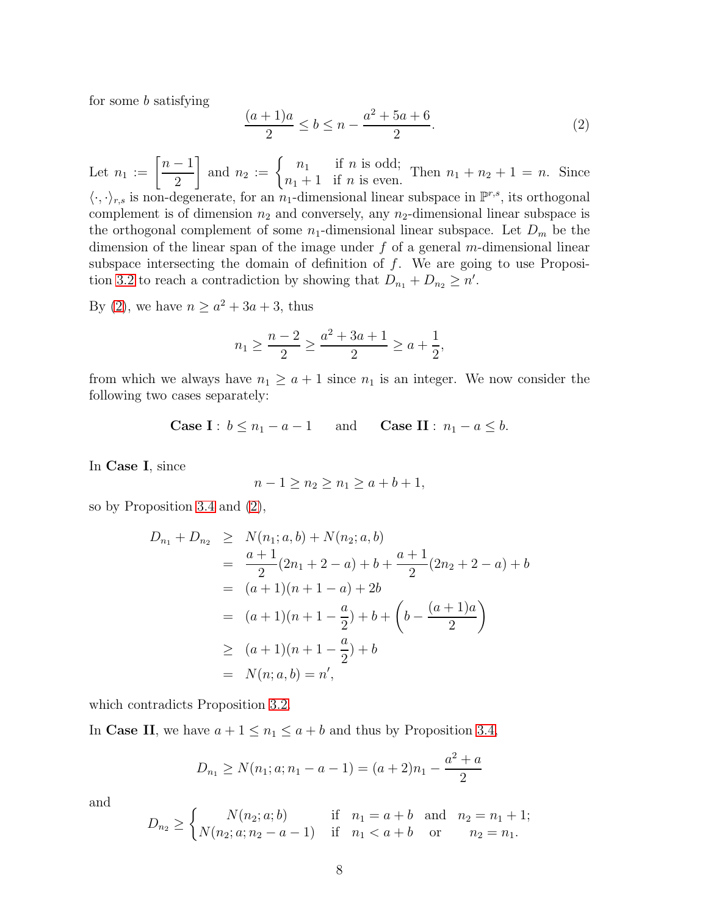for some $b$ satisfying

$$\frac{(a+1)a}{2} \leq b \leq n - \frac{a^2+5a+6}{2}. \tag{2}$$

Let $n_1 := \left[\frac{n-1}{2}\right]$ and $n_2 := \begin{cases} n_1 & \text{if } n \text{ is odd;} \\ n_1+1 & \text{if } n \text{ is even.} \end{cases}$ Then $n_1 + n_2 + 1 = n$. Since $\langle \cdot, \cdot \rangle_{r,s}$ is non-degenerate, for an $n_1$-dimensional linear subspace in $\mathbb{P}^{r,s}$, its orthogonal complement is of dimension $n_2$ and conversely, any $n_2$-dimensional linear subspace is the orthogonal complement of some $n_1$-dimensional linear subspace. Let $D_m$ be the dimension of the linear span of the image under $f$ of a general $m$-dimensional linear subspace intersecting the domain of definition of $f$. We are going to use Proposition 3.2 to reach a contradiction by showing that $D_{n_1} + D_{n_2} \geq n'$.

By (2), we have $n \geq a^2 + 3a + 3$, thus

$$n_1 \geq \frac{n-2}{2} \geq \frac{a^2+3a+1}{2} \geq a + \frac{1}{2},$$

from which we always have $n_1 \geq a+1$ since $n_1$ is an integer. We now consider the following two cases separately:

$$\textbf{Case I}: \ b \leq n_1 - a - 1 \qquad \text{and} \qquad \textbf{Case II}: \ n_1 - a \leq b.$$

In **Case I**, since

$$n - 1 \geq n_2 \geq n_1 \geq a + b + 1,$$

so by Proposition 3.4 and (2),

$$\begin{aligned}
D_{n_1} + D_{n_2} &\geq N(n_1; a, b) + N(n_2; a, b) \\
&= \frac{a+1}{2}(2n_1 + 2 - a) + b + \frac{a+1}{2}(2n_2 + 2 - a) + b \\
&= (a+1)(n+1-a) + 2b \\
&= (a+1)(n+1-\frac{a}{2}) + b + \left(b - \frac{(a+1)a}{2}\right) \\
&\geq (a+1)(n+1-\frac{a}{2}) + b \\
&= N(n; a, b) = n',
\end{aligned}$$

which contradicts Proposition 3.2.

In **Case II**, we have $a + 1 \leq n_1 \leq a + b$ and thus by Proposition 3.4,

$$D_{n_1} \geq N(n_1; a; n_1 - a - 1) = (a+2)n_1 - \frac{a^2+a}{2}$$

and

$$D_{n_2} \geq \begin{cases} N(n_2; a; b) & \text{if} \quad n_1 = a + b \quad \text{and} \quad n_2 = n_1 + 1; \\ N(n_2; a; n_2 - a - 1) & \text{if} \quad n_1 < a + b \quad \text{or} \qquad n_2 = n_1. \end{cases}$$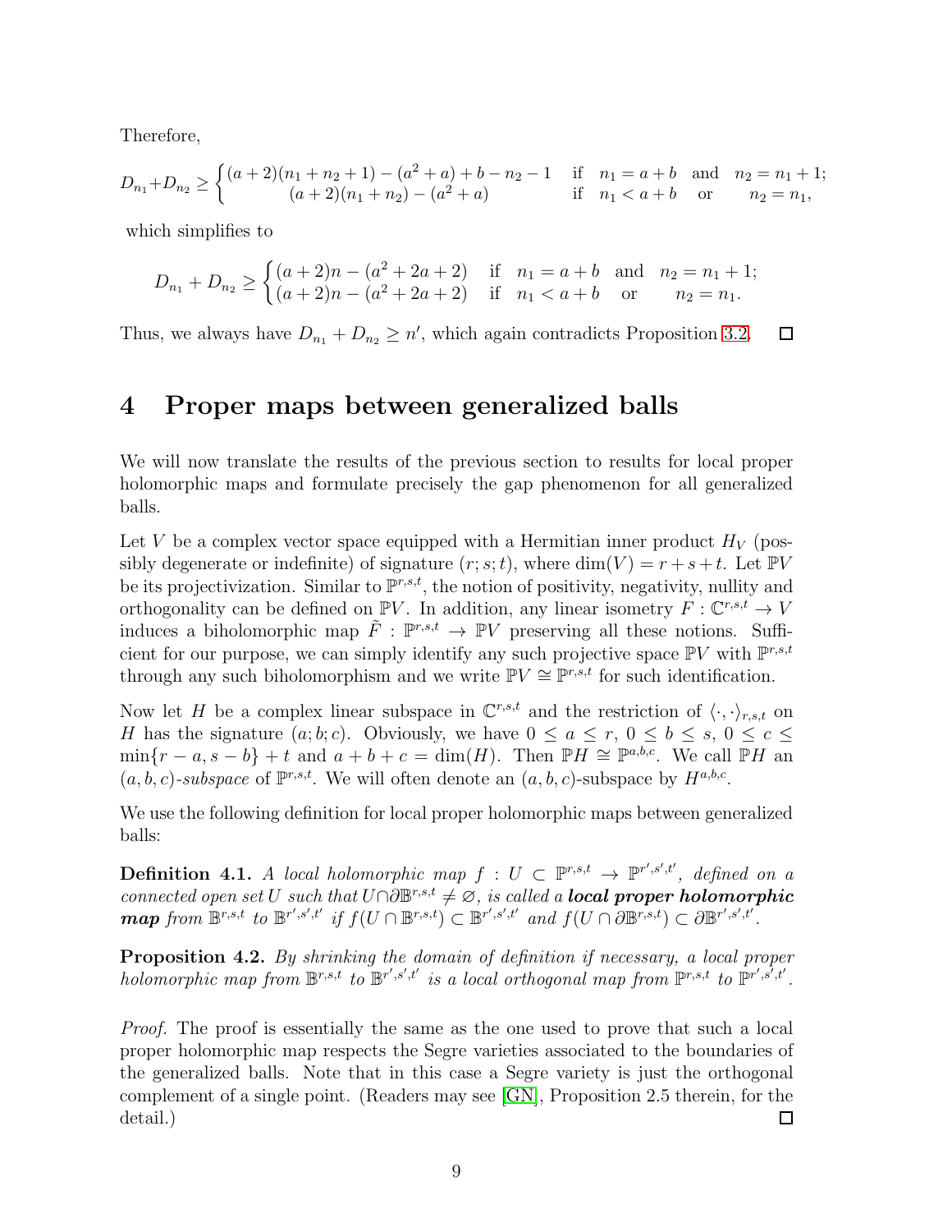Therefore,

$$D_{n_1}+D_{n_2} \geq \begin{cases} (a+2)(n_1+n_2+1)-(a^2+a)+b-n_2-1 & \text{if} \quad n_1=a+b \quad \text{and} \quad n_2=n_1+1; \\ (a+2)(n_1+n_2)-(a^2+a) & \text{if} \quad n_1<a+b \quad \text{or} \quad n_2=n_1, \end{cases}$$

which simplifies to

$$D_{n_1}+D_{n_2} \geq \begin{cases} (a+2)n-(a^2+2a+2) & \text{if} \quad n_1=a+b \quad \text{and} \quad n_2=n_1+1; \\ (a+2)n-(a^2+2a+2) & \text{if} \quad n_1<a+b \quad \text{or} \quad n_2=n_1. \end{cases}$$

Thus, we always have $D_{n_1}+D_{n_2} \geq n'$, which again contradicts Proposition 3.2. □

# 4 Proper maps between generalized balls

We will now translate the results of the previous section to results for local proper holomorphic maps and formulate precisely the gap phenomenon for all generalized balls.

Let $V$ be a complex vector space equipped with a Hermitian inner product $H_V$ (possibly degenerate or indefinite) of signature $(r;s;t)$, where $\dim(V)=r+s+t$. Let $\mathbb{P}V$ be its projectivization. Similar to $\mathbb{P}^{r,s,t}$, the notion of positivity, negativity, nullity and orthogonality can be defined on $\mathbb{P}V$. In addition, any linear isometry $F:\mathbb{C}^{r,s,t}\to V$ induces a biholomorphic map $\tilde{F}:\mathbb{P}^{r,s,t}\to\mathbb{P}V$ preserving all these notions. Sufficient for our purpose, we can simply identify any such projective space $\mathbb{P}V$ with $\mathbb{P}^{r,s,t}$ through any such biholomorphism and we write $\mathbb{P}V\cong\mathbb{P}^{r,s,t}$ for such identification.

Now let $H$ be a complex linear subspace in $\mathbb{C}^{r,s,t}$ and the restriction of $\langle\cdot,\cdot\rangle_{r,s,t}$ on $H$ has the signature $(a;b;c)$. Obviously, we have $0\leq a\leq r$, $0\leq b\leq s$, $0\leq c\leq \min\{r-a,s-b\}+t$ and $a+b+c=\dim(H)$. Then $\mathbb{P}H\cong\mathbb{P}^{a,b,c}$. We call $\mathbb{P}H$ an *$(a,b,c)$-subspace* of $\mathbb{P}^{r,s,t}$. We will often denote an $(a,b,c)$-subspace by $H^{a,b,c}$.

We use the following definition for local proper holomorphic maps between generalized balls:

**Definition 4.1.** *A local holomorphic map $f:U\subset\mathbb{P}^{r,s,t}\to\mathbb{P}^{r',s',t'}$, defined on a connected open set $U$ such that $U\cap\partial\mathbb{B}^{r,s,t}\neq\varnothing$, is called a* ***local proper holomorphic map*** *from $\mathbb{B}^{r,s,t}$ to $\mathbb{B}^{r',s',t'}$ if $f(U\cap\mathbb{B}^{r,s,t})\subset\mathbb{B}^{r',s',t'}$ and $f(U\cap\partial\mathbb{B}^{r,s,t})\subset\partial\mathbb{B}^{r',s',t'}$.*

**Proposition 4.2.** *By shrinking the domain of definition if necessary, a local proper holomorphic map from $\mathbb{B}^{r,s,t}$ to $\mathbb{B}^{r',s',t'}$ is a local orthogonal map from $\mathbb{P}^{r,s,t}$ to $\mathbb{P}^{r',s',t'}$.*

*Proof.* The proof is essentially the same as the one used to prove that such a local proper holomorphic map respects the Segre varieties associated to the boundaries of the generalized balls. Note that in this case a Segre variety is just the orthogonal complement of a single point. (Readers may see [GN], Proposition 2.5 therein, for the detail.) □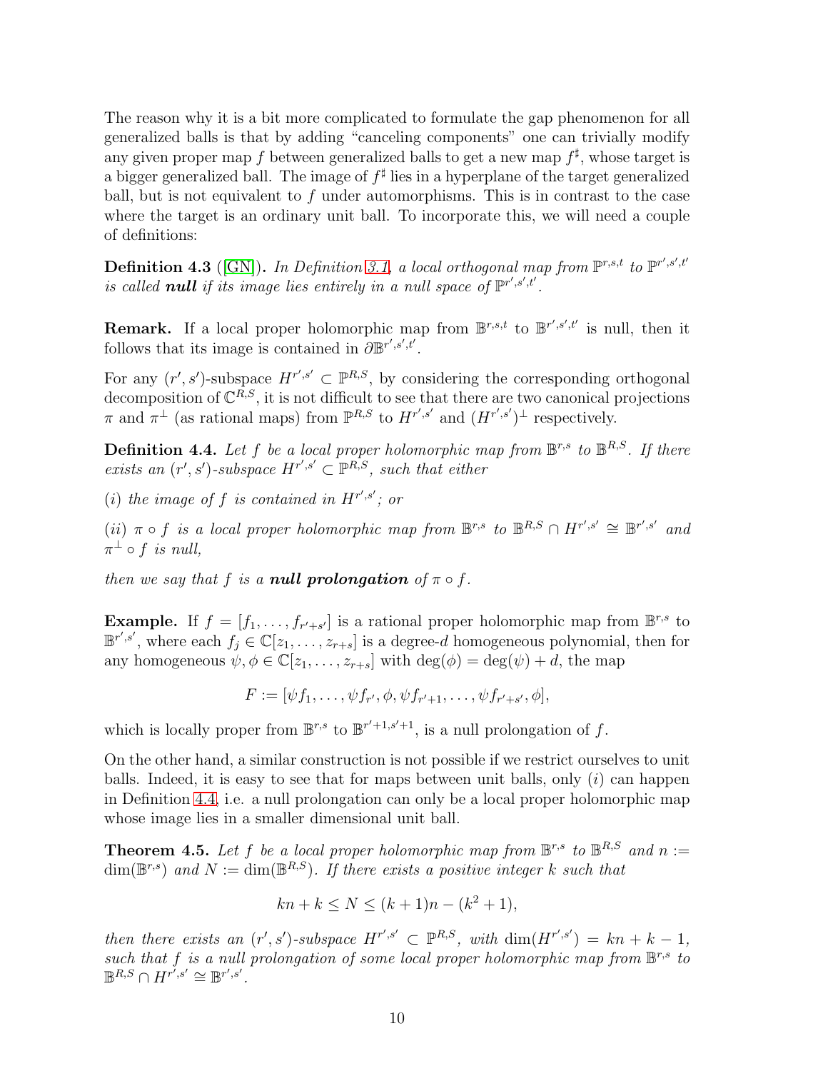The reason why it is a bit more complicated to formulate the gap phenomenon for all generalized balls is that by adding "canceling components" one can trivially modify any given proper map $f$ between generalized balls to get a new map $f^\sharp$, whose target is a bigger generalized ball. The image of $f^\sharp$ lies in a hyperplane of the target generalized ball, but is not equivalent to $f$ under automorphisms. This is in contrast to the case where the target is an ordinary unit ball. To incorporate this, we will need a couple of definitions:

**Definition 4.3** ([GN]). *In Definition 3.1, a local orthogonal map from $\mathbb{P}^{r,s,t}$ to $\mathbb{P}^{r',s',t'}$ is called* ***null*** *if its image lies entirely in a null space of $\mathbb{P}^{r',s',t'}$.*

**Remark.** If a local proper holomorphic map from $\mathbb{B}^{r,s,t}$ to $\mathbb{B}^{r',s',t'}$ is null, then it follows that its image is contained in $\partial\mathbb{B}^{r',s',t'}$.

For any $(r',s')$-subspace $H^{r',s'} \subset \mathbb{P}^{R,S}$, by considering the corresponding orthogonal decomposition of $\mathbb{C}^{R,S}$, it is not difficult to see that there are two canonical projections $\pi$ and $\pi^\perp$ (as rational maps) from $\mathbb{P}^{R,S}$ to $H^{r',s'}$ and $(H^{r',s'})^\perp$ respectively.

**Definition 4.4.** *Let $f$ be a local proper holomorphic map from $\mathbb{B}^{r,s}$ to $\mathbb{B}^{R,S}$. If there exists an $(r',s')$-subspace $H^{r',s'} \subset \mathbb{P}^{R,S}$, such that either*

*(i) the image of $f$ is contained in $H^{r',s'}$; or*

*(ii) $\pi \circ f$ is a local proper holomorphic map from $\mathbb{B}^{r,s}$ to $\mathbb{B}^{R,S} \cap H^{r',s'} \cong \mathbb{B}^{r',s'}$ and $\pi^\perp \circ f$ is null,*

*then we say that $f$ is a* ***null prolongation*** *of $\pi \circ f$.*

**Example.** If $f = [f_1, \ldots, f_{r'+s'}]$ is a rational proper holomorphic map from $\mathbb{B}^{r,s}$ to $\mathbb{B}^{r',s'}$, where each $f_j \in \mathbb{C}[z_1, \ldots, z_{r+s}]$ is a degree-$d$ homogeneous polynomial, then for any homogeneous $\psi, \phi \in \mathbb{C}[z_1, \ldots, z_{r+s}]$ with $\deg(\phi) = \deg(\psi) + d$, the map

$$F := [\psi f_1, \ldots, \psi f_{r'}, \phi, \psi f_{r'+1}, \ldots, \psi f_{r'+s'}, \phi],$$

which is locally proper from $\mathbb{B}^{r,s}$ to $\mathbb{B}^{r'+1,s'+1}$, is a null prolongation of $f$.

On the other hand, a similar construction is not possible if we restrict ourselves to unit balls. Indeed, it is easy to see that for maps between unit balls, only $(i)$ can happen in Definition 4.4, i.e. a null prolongation can only be a local proper holomorphic map whose image lies in a smaller dimensional unit ball.

**Theorem 4.5.** *Let $f$ be a local proper holomorphic map from $\mathbb{B}^{r,s}$ to $\mathbb{B}^{R,S}$ and $n := \dim(\mathbb{B}^{r,s})$ and $N := \dim(\mathbb{B}^{R,S})$. If there exists a positive integer $k$ such that*

$$kn + k \le N \le (k+1)n - (k^2+1),$$

*then there exists an $(r',s')$-subspace $H^{r',s'} \subset \mathbb{P}^{R,S}$, with $\dim(H^{r',s'}) = kn + k - 1$, such that $f$ is a null prolongation of some local proper holomorphic map from $\mathbb{B}^{r,s}$ to $\mathbb{B}^{R,S} \cap H^{r',s'} \cong \mathbb{B}^{r',s'}$.*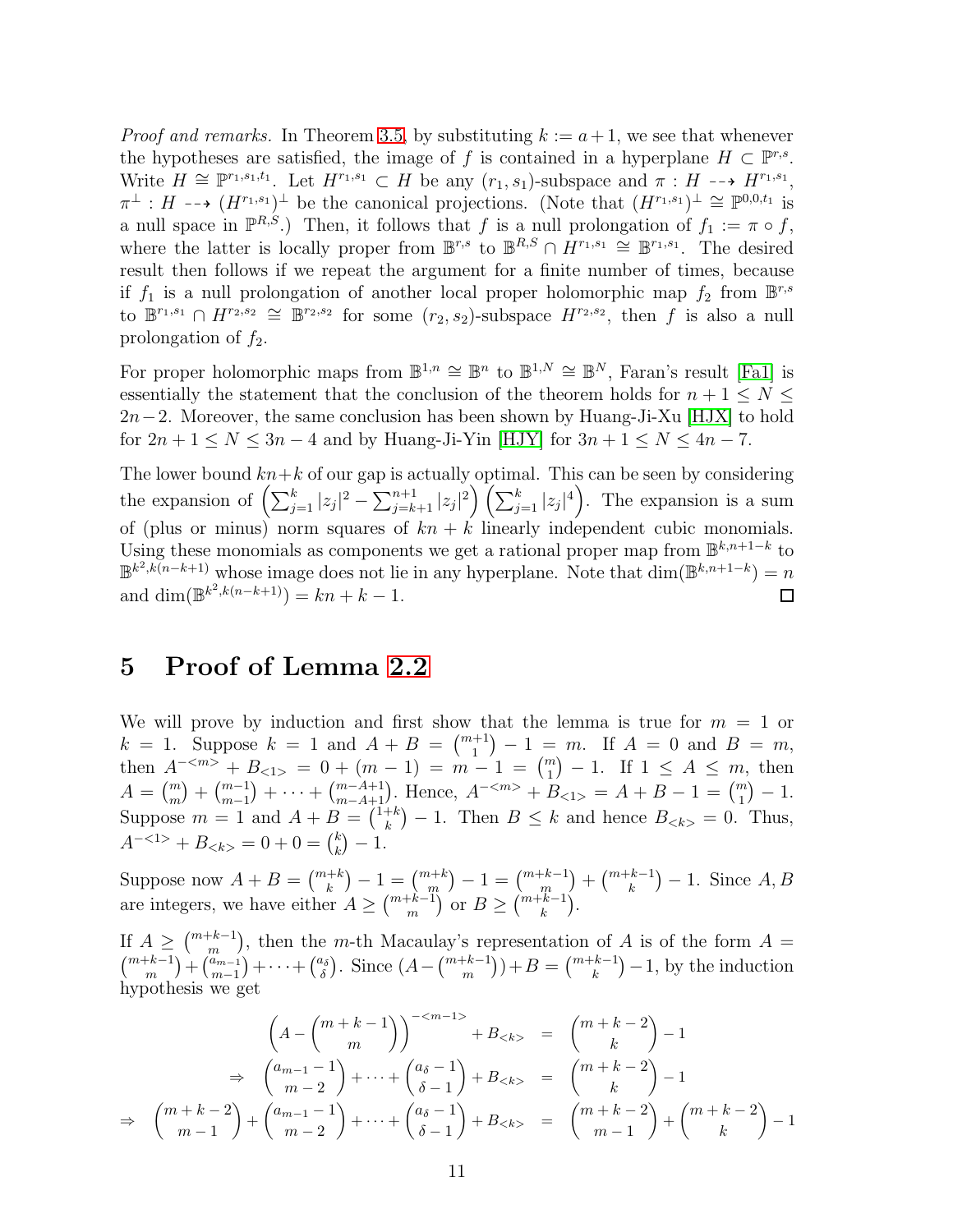*Proof and remarks.* In Theorem 3.5, by substituting $k := a+1$, we see that whenever the hypotheses are satisfied, the image of $f$ is contained in a hyperplane $H \subset \mathbb{P}^{r,s}$. Write $H \cong \mathbb{P}^{r_1,s_1,t_1}$. Let $H^{r_1,s_1} \subset H$ be any $(r_1,s_1)$-subspace and $\pi : H \dashrightarrow H^{r_1,s_1}$, $\pi^{\perp} : H \dashrightarrow (H^{r_1,s_1})^{\perp}$ be the canonical projections. (Note that $(H^{r_1,s_1})^{\perp} \cong \mathbb{P}^{0,0,t_1}$ is a null space in $\mathbb{P}^{R,S}$.) Then, it follows that $f$ is a null prolongation of $f_1 := \pi \circ f$, where the latter is locally proper from $\mathbb{B}^{r,s}$ to $\mathbb{B}^{R,S} \cap H^{r_1,s_1} \cong \mathbb{B}^{r_1,s_1}$. The desired result then follows if we repeat the argument for a finite number of times, because if $f_1$ is a null prolongation of another local proper holomorphic map $f_2$ from $\mathbb{B}^{r,s}$ to $\mathbb{B}^{r_1,s_1} \cap H^{r_2,s_2} \cong \mathbb{B}^{r_2,s_2}$ for some $(r_2,s_2)$-subspace $H^{r_2,s_2}$, then $f$ is also a null prolongation of $f_2$.

For proper holomorphic maps from $\mathbb{B}^{1,n} \cong \mathbb{B}^n$ to $\mathbb{B}^{1,N} \cong \mathbb{B}^N$, Faran's result [Fa1] is essentially the statement that the conclusion of the theorem holds for $n+1 \le N \le 2n-2$. Moreover, the same conclusion has been shown by Huang-Ji-Xu [HJX] to hold for $2n+1 \le N \le 3n-4$ and by Huang-Ji-Yin [HJY] for $3n+1 \le N \le 4n-7$.

The lower bound $kn+k$ of our gap is actually optimal. This can be seen by considering the expansion of $\left(\sum_{j=1}^{k}|z_j|^2 - \sum_{j=k+1}^{n+1}|z_j|^2\right)\left(\sum_{j=1}^{k}|z_j|^4\right)$. The expansion is a sum of (plus or minus) norm squares of $kn+k$ linearly independent cubic monomials. Using these monomials as components we get a rational proper map from $\mathbb{B}^{k,n+1-k}$ to $\mathbb{B}^{k^2,k(n-k+1)}$ whose image does not lie in any hyperplane. Note that $\dim(\mathbb{B}^{k,n+1-k}) = n$ and $\dim(\mathbb{B}^{k^2,k(n-k+1)}) = kn+k-1$. $\square$

# 5 Proof of Lemma 2.2

We will prove by induction and first show that the lemma is true for $m=1$ or $k=1$. Suppose $k=1$ and $A+B = \binom{m+1}{1}-1 = m$. If $A=0$ and $B=m$, then $A^{-<m>} + B_{<1>} = 0 + (m-1) = m-1 = \binom{m}{1}-1$. If $1 \le A \le m$, then $A = \binom{m}{m} + \binom{m-1}{m-1} + \cdots + \binom{m-A+1}{m-A+1}$. Hence, $A^{-<m>} + B_{<1>} = A+B-1 = \binom{m}{1}-1$. Suppose $m=1$ and $A+B = \binom{1+k}{k}-1$. Then $B \le k$ and hence $B_{<k>} = 0$. Thus, $A^{-<1>} + B_{<k>} = 0+0 = \binom{k}{k}-1$.

Suppose now $A+B = \binom{m+k}{k}-1 = \binom{m+k}{m}-1 = \binom{m+k-1}{m} + \binom{m+k-1}{k}-1$. Since $A,B$ are integers, we have either $A \ge \binom{m+k-1}{m}$ or $B \ge \binom{m+k-1}{k}$.

If $A \ge \binom{m+k-1}{m}$, then the $m$-th Macaulay's representation of $A$ is of the form $A = \binom{m+k-1}{m} + \binom{a_{m-1}}{m-1} + \cdots + \binom{a_\delta}{\delta}$. Since $(A - \binom{m+k-1}{m}) + B = \binom{m+k-1}{k}-1$, by the induction hypothesis we get

$$
\begin{aligned}
\left(A - \binom{m+k-1}{m}\right)^{-<m-1>} + B_{<k>} &= \binom{m+k-2}{k} - 1 \\
\Rightarrow \quad \binom{a_{m-1}-1}{m-2} + \cdots + \binom{a_\delta - 1}{\delta-1} + B_{<k>} &= \binom{m+k-2}{k} - 1 \\
\Rightarrow \quad \binom{m+k-2}{m-1} + \binom{a_{m-1}-1}{m-2} + \cdots + \binom{a_\delta - 1}{\delta-1} + B_{<k>} &= \binom{m+k-2}{m-1} + \binom{m+k-2}{k} - 1
\end{aligned}
$$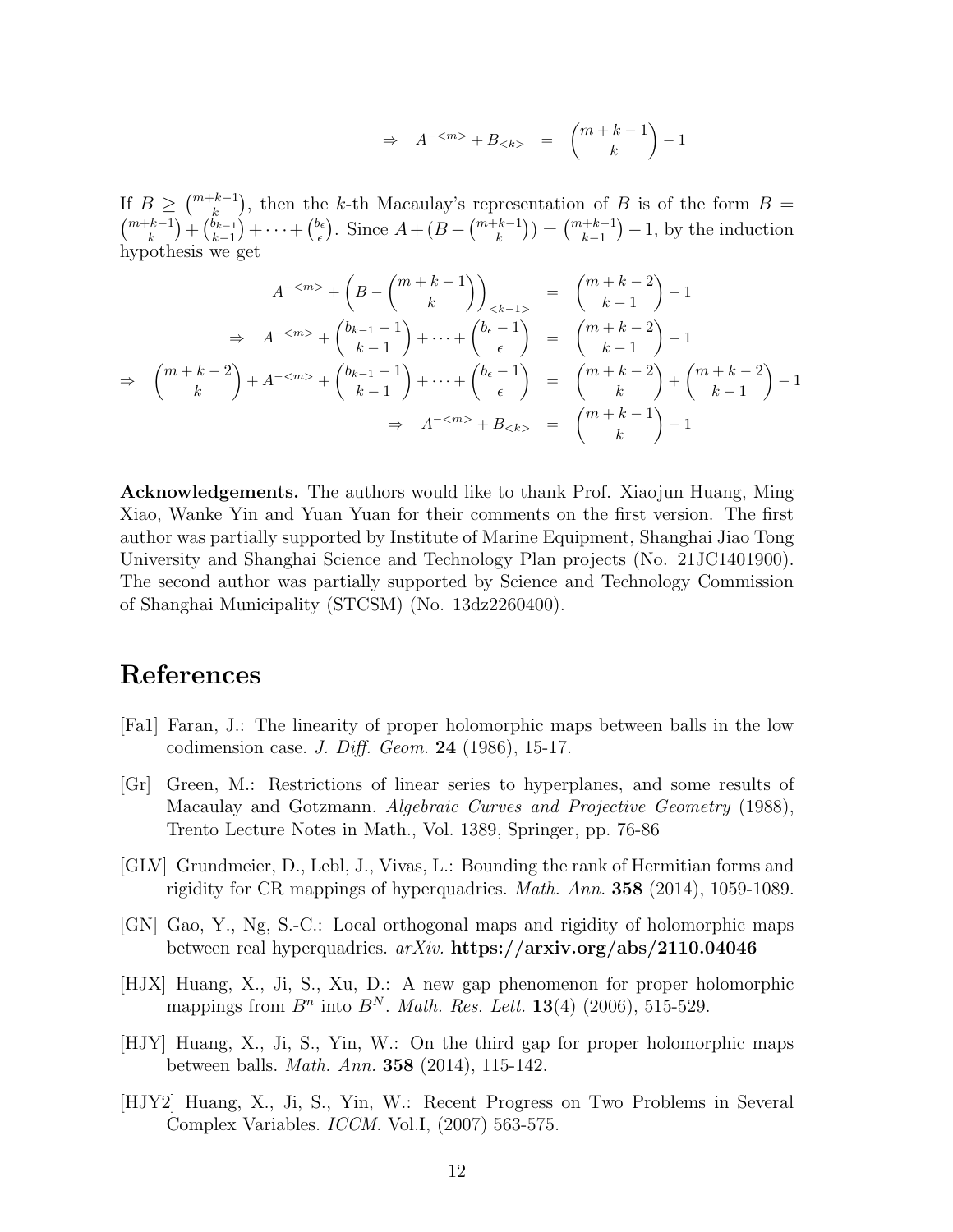$$\Rightarrow \quad A^{-<m>} + B_{<k>} \quad = \quad \binom{m+k-1}{k} - 1$$

If $B \geq \binom{m+k-1}{k}$, then the $k$-th Macaulay's representation of $B$ is of the form $B = \binom{m+k-1}{k} + \binom{b_{k-1}}{k-1} + \cdots + \binom{b_\epsilon}{\epsilon}$. Since $A + (B - \binom{m+k-1}{k}) = \binom{m+k-1}{k-1} - 1$, by the induction hypothesis we get

$$\begin{aligned}
A^{-<m>} + \left(B - \binom{m+k-1}{k}\right)_{<k-1>} &= \binom{m+k-2}{k-1} - 1 \\
\Rightarrow \quad A^{-<m>} + \binom{b_{k-1}-1}{k-1} + \cdots + \binom{b_\epsilon - 1}{\epsilon} &= \binom{m+k-2}{k-1} - 1 \\
\Rightarrow \quad \binom{m+k-2}{k} + A^{-<m>} + \binom{b_{k-1}-1}{k-1} + \cdots + \binom{b_\epsilon - 1}{\epsilon} &= \binom{m+k-2}{k} + \binom{m+k-2}{k-1} - 1 \\
\Rightarrow \quad A^{-<m>} + B_{<k>} &= \binom{m+k-1}{k} - 1
\end{aligned}$$

**Acknowledgements.** The authors would like to thank Prof. Xiaojun Huang, Ming Xiao, Wanke Yin and Yuan Yuan for their comments on the first version. The first author was partially supported by Institute of Marine Equipment, Shanghai Jiao Tong University and Shanghai Science and Technology Plan projects (No. 21JC1401900). The second author was partially supported by Science and Technology Commission of Shanghai Municipality (STCSM) (No. 13dz2260400).

# References

[Fa1] Faran, J.: The linearity of proper holomorphic maps between balls in the low codimension case. *J. Diff. Geom.* **24** (1986), 15-17.

[Gr] Green, M.: Restrictions of linear series to hyperplanes, and some results of Macaulay and Gotzmann. *Algebraic Curves and Projective Geometry* (1988), Trento Lecture Notes in Math., Vol. 1389, Springer, pp. 76-86

[GLV] Grundmeier, D., Lebl, J., Vivas, L.: Bounding the rank of Hermitian forms and rigidity for CR mappings of hyperquadrics. *Math. Ann.* **358** (2014), 1059-1089.

[GN] Gao, Y., Ng, S.-C.: Local orthogonal maps and rigidity of holomorphic maps between real hyperquadrics. *arXiv.* **https://arxiv.org/abs/2110.04046**

[HJX] Huang, X., Ji, S., Xu, D.: A new gap phenomenon for proper holomorphic mappings from $B^n$ into $B^N$. *Math. Res. Lett.* **13**(4) (2006), 515-529.

[HJY] Huang, X., Ji, S., Yin, W.: On the third gap for proper holomorphic maps between balls. *Math. Ann.* **358** (2014), 115-142.

[HJY2] Huang, X., Ji, S., Yin, W.: Recent Progress on Two Problems in Several Complex Variables. *ICCM.* Vol.I, (2007) 563-575.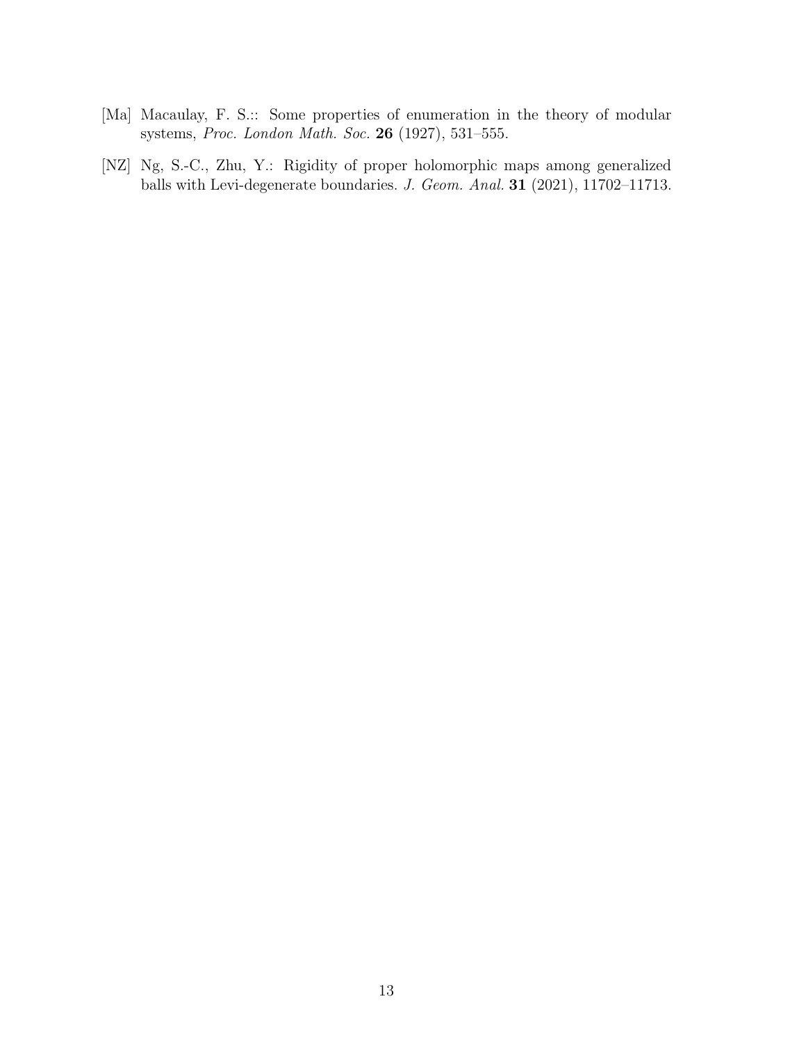[Ma] Macaulay, F. S.:: Some properties of enumeration in the theory of modular systems, *Proc. London Math. Soc.* **26** (1927), 531–555.

[NZ] Ng, S.-C., Zhu, Y.: Rigidity of proper holomorphic maps among generalized balls with Levi-degenerate boundaries. *J. Geom. Anal.* **31** (2021), 11702–11713.